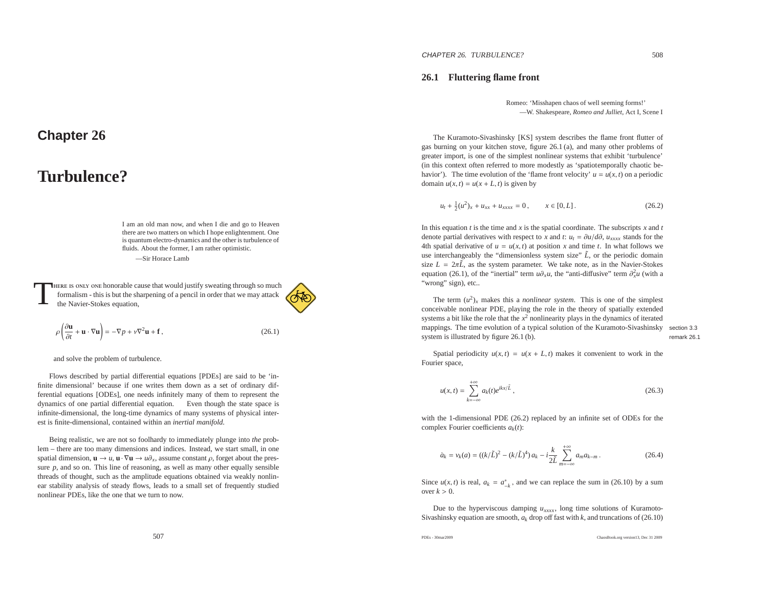# Chapter 26

# Turbulence?

> I am an old man now, and when I die and go to Heaven there are two matters on which I hope enlightenment. One is quantum electro-dynamics and the other is turbulence of fluids. About the former, I am rather optimistic.
>
> —Sir Horace Lamb

There is only one honorable cause that would justify sweating through so much formalism - this is but the sharpening of a pencil in order that we may attack the Navier-Stokes equation,

$$\rho\left(\frac{\partial \mathbf{u}}{\partial t} + \mathbf{u}\cdot\nabla\mathbf{u}\right) = -\nabla p + \nu\nabla^2\mathbf{u} + \mathbf{f}\,, \tag{26.1}$$

and solve the problem of turbulence.

Flows described by partial differential equations [PDEs] are said to be 'infinite dimensional' because if one writes them down as a set of ordinary differential equations [ODEs], one needs infinitely many of them to represent the dynamics of one partial differential equation. Even though the state space is infinite-dimensional, the long-time dynamics of many systems of physical interest is finite-dimensional, contained within an *inertial manifold*.

Being realistic, we are not so foolhardy to immediately plunge into *the* problem – there are too many dimensions and indices. Instead, we start small, in one spatial dimension, $\mathbf{u} \to u$, $\mathbf{u}\cdot\nabla\mathbf{u} \to u\partial_x$, assume constant $\rho$, forget about the pressure $p$, and so on. This line of reasoning, as well as many other equally sensible threads of thought, such as the amplitude equations obtained via weakly nonlinear stability analysis of steady flows, leads to a small set of frequently studied nonlinear PDEs, like the one that we turn to now.

## 26.1 Fluttering flame front

> Romeo: 'Misshapen chaos of well seeming forms!'
>
> —W. Shakespeare, *Romeo and Julliet*, Act I, Scene I

The Kuramoto-Sivashinsky [KS] system describes the flame front flutter of gas burning on your kitchen stove, figure 26.1 (a), and many other problems of greater import, is one of the simplest nonlinear systems that exhibit 'turbulence' (in this context often referred to more modestly as 'spatiotemporally chaotic behavior'). The time evolution of the 'flame front velocity' $u = u(x,t)$ on a periodic domain $u(x,t) = u(x+L,t)$ is given by

$$u_t + \tfrac{1}{2}(u^2)_x + u_{xx} + u_{xxxx} = 0\,, \qquad x \in [0, L]\,. \tag{26.2}$$

In this equation $t$ is the time and $x$ is the spatial coordinate. The subscripts $x$ and $t$ denote partial derivatives with respect to $x$ and $t$: $u_t = \partial u/d\partial$, $u_{xxxx}$ stands for the 4th spatial derivative of $u = u(x,t)$ at position $x$ and time $t$. In what follows we use interchangeably the "dimensionless system size" $\tilde{L}$, or the periodic domain size $L = 2\pi\tilde{L}$, as the system parameter. We take note, as in the Navier-Stokes equation (26.1), of the "inertial" term $u\partial_x u$, the "anti-diffusive" term $\partial_x^2 u$ (with a "wrong" sign), etc..

The term $(u^2)_x$ makes this a *nonlinear system*. This is one of the simplest conceivable nonlinear PDE, playing the role in the theory of spatially extended systems a bit like the role that the $x^2$ nonlinearity plays in the dynamics of iterated mappings. The time evolution of a typical solution of the Kuramoto-Sivashinsky system is illustrated by figure 26.1 (b). (section 3.3, remark 26.1)

Spatial periodicity $u(x,t) = u(x+L,t)$ makes it convenient to work in the Fourier space,

$$u(x,t) = \sum_{k=-\infty}^{+\infty} a_k(t) e^{ikx/\tilde{L}}\,, \tag{26.3}$$

with the 1-dimensional PDE (26.2) replaced by an infinite set of ODEs for the complex Fourier coefficients $a_k(t)$:

$$\dot{a}_k = v_k(a) = ((k/\tilde{L})^2 - (k/\tilde{L})^4)\, a_k - i\frac{k}{2\tilde{L}} \sum_{m=-\infty}^{+\infty} a_m a_{k-m}\,. \tag{26.4}$$

Since $u(x,t)$ is real, $a_k = a^*_{-k}$, and we can replace the sum in (26.10) by a sum over $k > 0$.

Due to the hyperviscous damping $u_{xxxx}$, long time solutions of Kuramoto-Sivashinsky equation are smooth, $a_k$ drop off fast with $k$, and truncations of (26.10)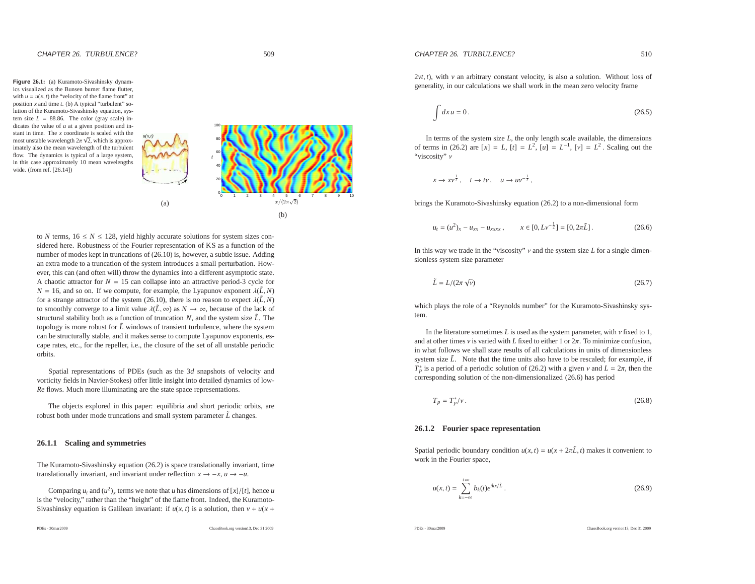**Figure 26.1:** (a) Kuramoto-Sivashinsky dynamics visualized as the Bunsen burner flame flutter, with $u = u(x,t)$ the "velocity of the flame front" at position $x$ and time $t$. (b) A typical "turbulent" solution of the Kuramoto-Sivashinsky equation, system size $L = 88.86$. The color (gray scale) indicates the value of $u$ at a given position and instant in time. The $x$ coordinate is scaled with the most unstable wavelength $2\pi\sqrt{2}$, which is approximately also the mean wavelength of the turbulent flow. The dynamics is typical of a large system, in this case approximately 10 mean wavelengths wide. (from ref. [26.14])

to $N$ terms, $16 \le N \le 128$, yield highly accurate solutions for system sizes considered here. Robustness of the Fourier representation of KS as a function of the number of modes kept in truncations of (26.10) is, however, a subtle issue. Adding an extra mode to a truncation of the system introduces a small perturbation. However, this can (and often will) throw the dynamics into a different asymptotic state. A chaotic attractor for $N = 15$ can collapse into an attractive period-3 cycle for $N = 16$, and so on. If we compute, for example, the Lyapunov exponent $\lambda(\tilde{L}, N)$ for a strange attractor of the system (26.10), there is no reason to expect $\lambda(\tilde{L}, N)$ to smoothly converge to a limit value $\lambda(\tilde{L}, \infty)$ as $N \to \infty$, because of the lack of structural stability both as a function of truncation $N$, and the system size $\tilde{L}$. The topology is more robust for $\tilde{L}$ windows of transient turbulence, where the system can be structurally stable, and it makes sense to compute Lyapunov exponents, escape rates, etc., for the repeller, i.e., the closure of the set of all unstable periodic orbits.

Spatial representations of PDEs (such as the 3$d$ snapshots of velocity and vorticity fields in Navier-Stokes) offer little insight into detailed dynamics of low-$Re$ flows. Much more illuminating are the state space representations.

The objects explored in this paper: equilibria and short periodic orbits, are robust both under mode truncations and small system parameter $\tilde{L}$ changes.

### 26.1.1 Scaling and symmetries

The Kuramoto-Sivashinsky equation (26.2) is space translationally invariant, time translationally invariant, and invariant under reflection $x \to -x$, $u \to -u$.

Comparing $u_t$ and $(u^2)_x$ terms we note that $u$ has dimensions of $[x]/[t]$, hence $u$ is the "velocity," rather than the "height" of the flame front. Indeed, the Kuramoto-Sivashinsky equation is Galilean invariant: if $u(x,t)$ is a solution, then $v + u(x + 2vt, t)$, with $v$ an arbitrary constant velocity, is also a solution. Without loss of generality, in our calculations we shall work in the mean zero velocity frame

$$\int dx\, u = 0\,. \tag{26.5}$$

In terms of the system size $L$, the only length scale available, the dimensions of terms in (26.2) are $[x] = L$, $[t] = L^2$, $[u] = L^{-1}$, $[\nu] = L^2$. Scaling out the "viscosity" $\nu$

$$x \to x\nu^{\frac{1}{2}}\,, \quad t \to t\nu\,, \quad u \to u\nu^{-\frac{1}{2}}\,,$$

brings the Kuramoto-Sivashinsky equation (26.2) to a non-dimensional form

$$u_t = (u^2)_x - u_{xx} - u_{xxxx}\,, \qquad x \in [0, L\nu^{-\frac{1}{2}}] = [0, 2\pi\tilde{L}]\,. \tag{26.6}$$

In this way we trade in the "viscosity" $\nu$ and the system size $L$ for a single dimensionless system size parameter

$$\tilde{L} = L/(2\pi\sqrt{\nu}) \tag{26.7}$$

which plays the role of a "Reynolds number" for the Kuramoto-Sivashinsky system.

In the literature sometimes $L$ is used as the system parameter, with $\nu$ fixed to 1, and at other times $\nu$ is varied with $L$ fixed to either 1 or $2\pi$. To minimize confusion, in what follows we shall state results of all calculations in units of dimensionless system size $\tilde{L}$. Note that the time units also have to be rescaled; for example, if $T_p^*$ is a period of a periodic solution of (26.2) with a given $\nu$ and $L = 2\pi$, then the corresponding solution of the non-dimensionalized (26.6) has period

$$T_p = T_p^*/\nu\,. \tag{26.8}$$

### 26.1.2 Fourier space representation

Spatial periodic boundary condition $u(x,t) = u(x + 2\pi\tilde{L}, t)$ makes it convenient to work in the Fourier space,

$$u(x,t) = \sum_{k=-\infty}^{+\infty} b_k(t) e^{ikx/\tilde{L}}\,. \tag{26.9}$$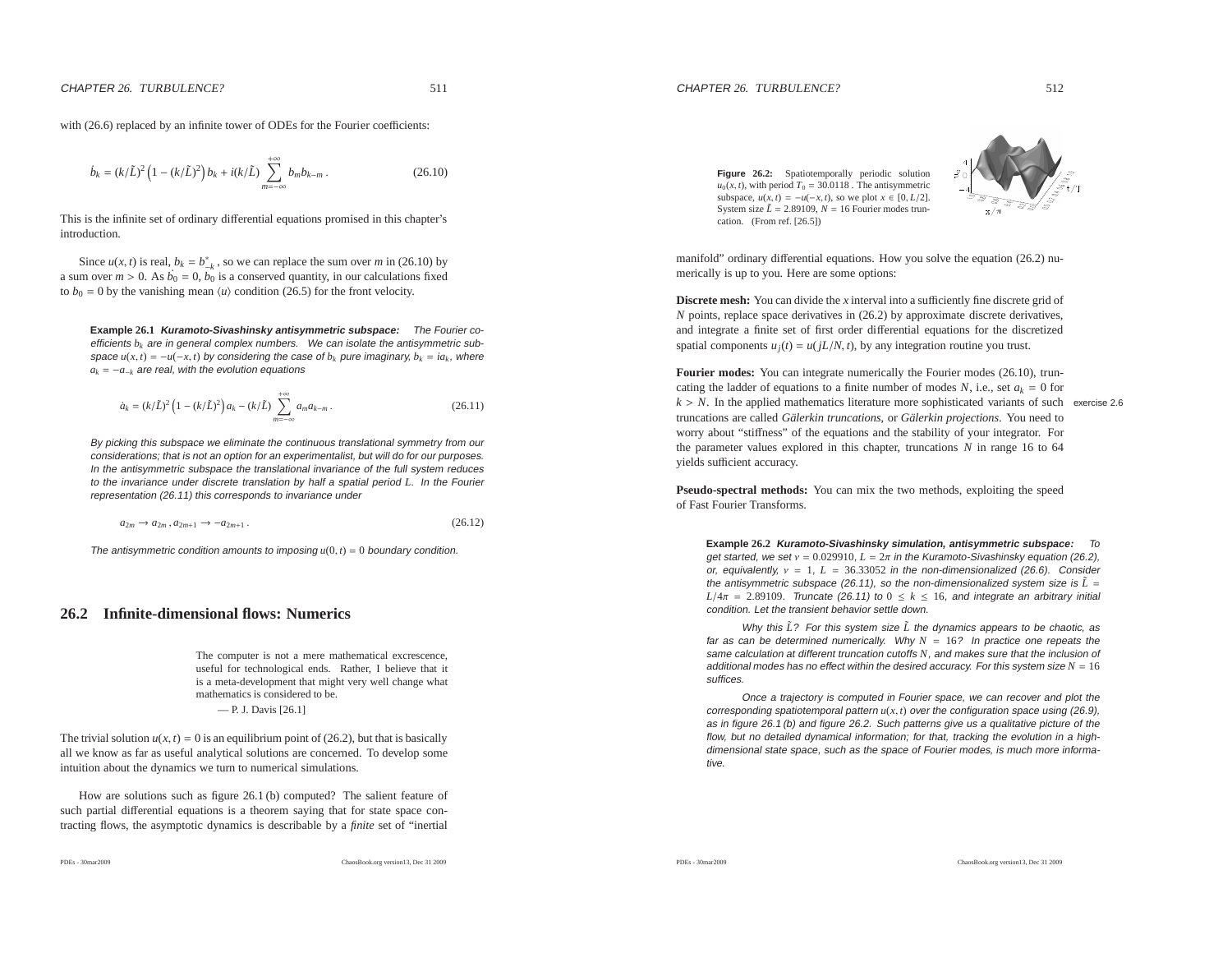with (26.6) replaced by an infinite tower of ODEs for the Fourier coefficients:

$$\dot{b}_k = (k/\tilde{L})^2 \left(1 - (k/\tilde{L})^2\right) b_k + i(k/\tilde{L}) \sum_{m=-\infty}^{+\infty} b_m b_{k-m} . \tag{26.10}$$

This is the infinite set of ordinary differential equations promised in this chapter's introduction.

Since $u(x,t)$ is real, $b_k = b^*_{-k}$, so we can replace the sum over $m$ in (26.10) by a sum over $m > 0$. As $\dot{b}_0 = 0$, $b_0$ is a conserved quantity, in our calculations fixed to $b_0 = 0$ by the vanishing mean $\langle u \rangle$ condition (26.5) for the front velocity.

**Example 26.1** ***Kuramoto-Sivashinsky antisymmetric subspace:*** *The Fourier coefficients $b_k$ are in general complex numbers. We can isolate the antisymmetric subspace $u(x,t) = -u(-x,t)$ by considering the case of $b_k$ pure imaginary, $b_k = ia_k$, where $a_k = -a_{-k}$ are real, with the evolution equations*

$$\dot{a}_k = (k/\tilde{L})^2 \left(1 - (k/\tilde{L})^2\right) a_k - (k/\tilde{L}) \sum_{m=-\infty}^{+\infty} a_m a_{k-m} . \tag{26.11}$$

*By picking this subspace we eliminate the continuous translational symmetry from our considerations; that is not an option for an experimentalist, but will do for our purposes. In the antisymmetric subspace the translational invariance of the full system reduces to the invariance under discrete translation by half a spatial period $L$. In the Fourier representation (26.11) this corresponds to invariance under*

$$a_{2m} \to a_{2m} , a_{2m+1} \to -a_{2m+1} . \tag{26.12}$$

*The antisymmetric condition amounts to imposing $u(0,t) = 0$ boundary condition.*

## 26.2 Infinite-dimensional flows: Numerics

> The computer is not a mere mathematical excrescence, useful for technological ends. Rather, I believe that it is a meta-development that might very well change what mathematics is considered to be.
>
> — P. J. Davis [26.1]

The trivial solution $u(x,t) = 0$ is an equilibrium point of (26.2), but that is basically all we know as far as useful analytical solutions are concerned. To develop some intuition about the dynamics we turn to numerical simulations.

How are solutions such as figure 26.1 (b) computed? The salient feature of such partial differential equations is a theorem saying that for state space contracting flows, the asymptotic dynamics is describable by a *finite* set of "inertial manifold" ordinary differential equations. How you solve the equation (26.2) numerically is up to you. Here are some options:

**Figure 26.2:** Spatiotemporally periodic solution $u_0(x,t)$, with period $T_0 = 30.0118$ . The antisymmetric subspace, $u(x,t) = -u(-x,t)$, so we plot $x \in [0, L/2]$. System size $\tilde{L} = 2.89109$, $N = 16$ Fourier modes truncation. (From ref. [26.5])

**Discrete mesh:** You can divide the $x$ interval into a sufficiently fine discrete grid of $N$ points, replace space derivatives in (26.2) by approximate discrete derivatives, and integrate a finite set of first order differential equations for the discretized spatial components $u_j(t) = u(jL/N, t)$, by any integration routine you trust.

**Fourier modes:** You can integrate numerically the Fourier modes (26.10), truncating the ladder of equations to a finite number of modes $N$, i.e., set $a_k = 0$ for $k > N$. In the applied mathematics literature more sophisticated variants of such truncations are called *Gälerkin truncations*, or *Gälerkin projections*. You need to worry about "stiffness" of the equations and the stability of your integrator. For the parameter values explored in this chapter, truncations $N$ in range 16 to 64 yields sufficient accuracy. (exercise 2.6)

**Pseudo-spectral methods:** You can mix the two methods, exploiting the speed of Fast Fourier Transforms.

**Example 26.2** ***Kuramoto-Sivashinsky simulation, antisymmetric subspace:*** *To get started, we set $\nu = 0.029910$, $L = 2\pi$ in the Kuramoto-Sivashinsky equation (26.2), or, equivalently, $\nu = 1$, $L = 36.33052$ in the non-dimensionalized (26.6). Consider the antisymmetric subspace (26.11), so the non-dimensionalized system size is $\tilde{L} = L/4\pi = 2.89109$. Truncate (26.11) to $0 \le k \le 16$, and integrate an arbitrary initial condition. Let the transient behavior settle down.*

*Why this $\tilde{L}$? For this system size $\tilde{L}$ the dynamics appears to be chaotic, as far as can be determined numerically. Why $N = 16$? In practice one repeats the same calculation at different truncation cutoffs $N$, and makes sure that the inclusion of additional modes has no effect within the desired accuracy. For this system size $N = 16$ suffices.*

*Once a trajectory is computed in Fourier space, we can recover and plot the corresponding spatiotemporal pattern $u(x,t)$ over the configuration space using (26.9), as in figure 26.1 (b) and figure 26.2. Such patterns give us a qualitative picture of the flow, but no detailed dynamical information; for that, tracking the evolution in a high-dimensional state space, such as the space of Fourier modes, is much more informative.*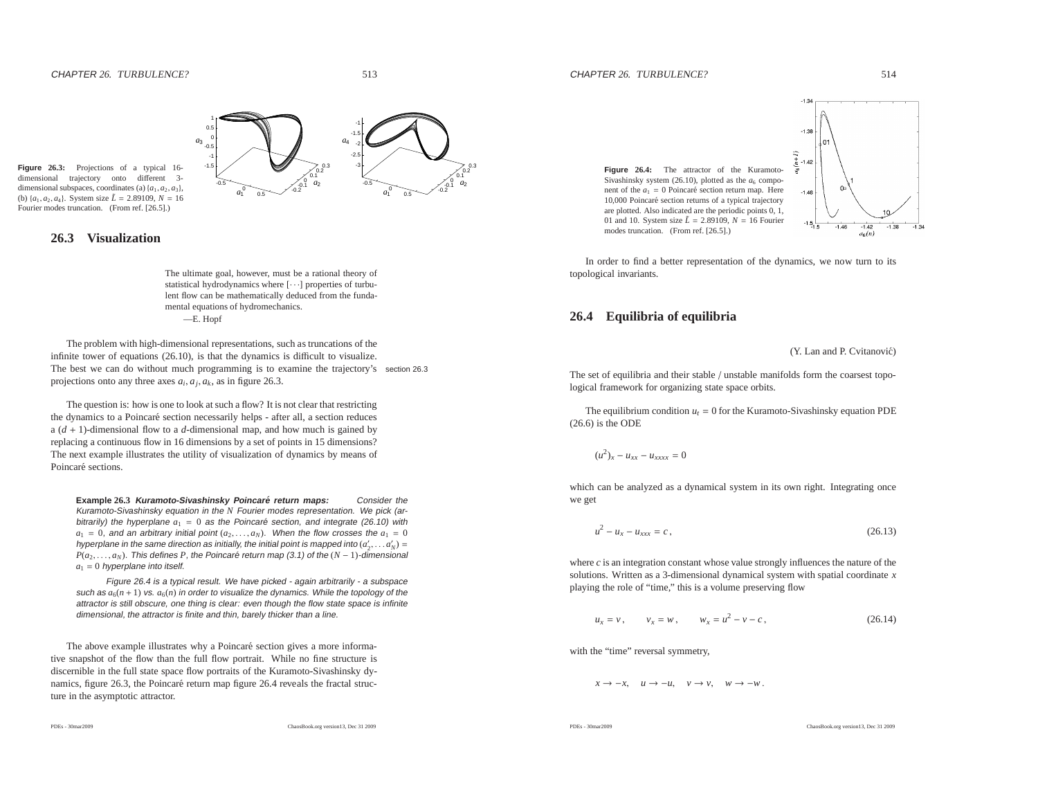**Figure 26.3:** Projections of a typical 16-dimensional trajectory onto different 3-dimensional subspaces, coordinates (a) $\{a_1, a_2, a_3\}$, (b) $\{a_1, a_2, a_4\}$. System size $\tilde{L} = 2.89109$, $N = 16$ Fourier modes truncation. (From ref. [26.5].)

## 26.3 Visualization

> The ultimate goal, however, must be a rational theory of statistical hydrodynamics where [$\cdots$] properties of turbulent flow can be mathematically deduced from the fundamental equations of hydromechanics.
>
> —E. Hopf

The problem with high-dimensional representations, such as truncations of the infinite tower of equations (26.10), is that the dynamics is difficult to visualize. The best we can do without much programming is to examine the trajectory's projections onto any three axes $a_i, a_j, a_k$, as in figure 26.3. section 26.3

The question is: how is one to look at such a flow? It is not clear that restricting the dynamics to a Poincaré section necessarily helps - after all, a section reduces a $(d+1)$-dimensional flow to a $d$-dimensional map, and how much is gained by replacing a continuous flow in 16 dimensions by a set of points in 15 dimensions? The next example illustrates the utility of visualization of dynamics by means of Poincaré sections.

**Example 26.3** ***Kuramoto-Sivashinsky Poincaré return maps:*** *Consider the Kuramoto-Sivashinsky equation in the $N$ Fourier modes representation. We pick (arbitrarily) the hyperplane $a_1 = 0$ as the Poincaré section, and integrate (26.10) with $a_1 = 0$, and an arbitrary initial point $(a_2, \ldots, a_N)$. When the flow crosses the $a_1 = 0$ hyperplane in the same direction as initially, the initial point is mapped into $(a'_2, \ldots a'_N) = P(a_2, \ldots, a_N)$. This defines $P$, the Poincaré return map (3.1) of the $(N-1)$-dimensional $a_1 = 0$ hyperplane into itself.*

*Figure 26.4 is a typical result. We have picked - again arbitrarily - a subspace such as $a_6(n+1)$ vs. $a_6(n)$ in order to visualize the dynamics. While the topology of the attractor is still obscure, one thing is clear: even though the flow state space is infinite dimensional, the attractor is finite and thin, barely thicker than a line.*

The above example illustrates why a Poincaré section gives a more informative snapshot of the flow than the full flow portrait. While no fine structure is discernible in the full state space flow portraits of the Kuramoto-Sivashinsky dynamics, figure 26.3, the Poincaré return map figure 26.4 reveals the fractal structure in the asymptotic attractor.

**Figure 26.4:** The attractor of the Kuramoto-Sivashinsky system (26.10), plotted as the $a_6$ component of the $a_1 = 0$ Poincaré section return map. Here 10,000 Poincaré section returns of a typical trajectory are plotted. Also indicated are the periodic points 0, 1, 01 and 10. System size $\tilde{L} = 2.89109$, $N = 16$ Fourier modes truncation. (From ref. [26.5].)

In order to find a better representation of the dynamics, we now turn to its topological invariants.

## 26.4 Equilibria of equilibria

(Y. Lan and P. Cvitanović)

The set of equilibria and their stable / unstable manifolds form the coarsest topological framework for organizing state space orbits.

The equilibrium condition $u_t = 0$ for the Kuramoto-Sivashinsky equation PDE (26.6) is the ODE

$$(u^2)_x - u_{xx} - u_{xxxx} = 0$$

which can be analyzed as a dynamical system in its own right. Integrating once we get

$$u^2 - u_x - u_{xxx} = c\,, \tag{26.13}$$

where $c$ is an integration constant whose value strongly influences the nature of the solutions. Written as a 3-dimensional dynamical system with spatial coordinate $x$ playing the role of "time," this is a volume preserving flow

$$u_x = v\,, \qquad v_x = w\,, \qquad w_x = u^2 - v - c\,, \tag{26.14}$$

with the "time" reversal symmetry,

$$x \to -x, \quad u \to -u, \quad v \to v, \quad w \to -w\,.$$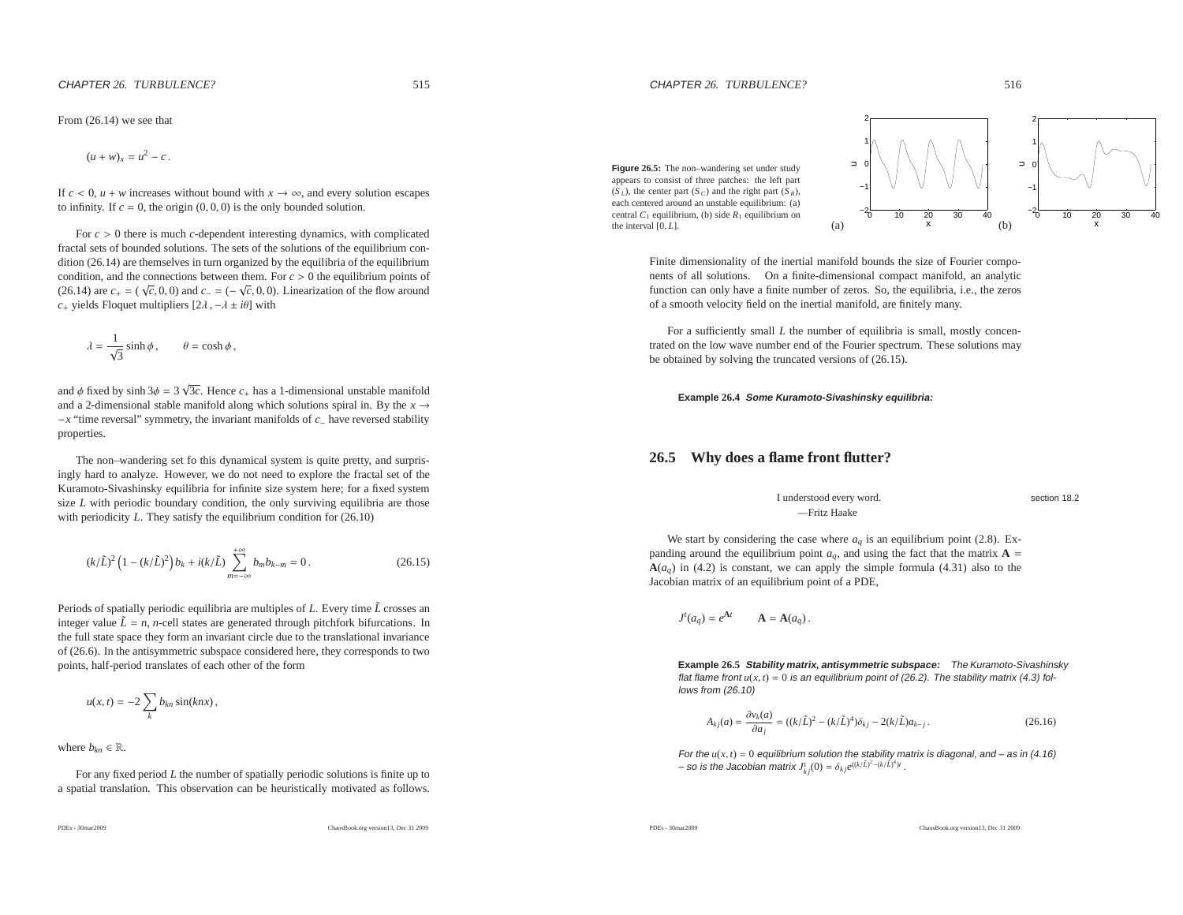From (26.14) we see that

$$(u + w)_x = u^2 - c\,.$$

If $c < 0$, $u + w$ increases without bound with $x \to \infty$, and every solution escapes to infinity. If $c = 0$, the origin $(0, 0, 0)$ is the only bounded solution.

For $c > 0$ there is much $c$-dependent interesting dynamics, with complicated fractal sets of bounded solutions. The sets of the solutions of the equilibrium condition (26.14) are themselves in turn organized by the equilibria of the equilibrium condition, and the connections between them. For $c > 0$ the equilibrium points of (26.14) are $c_+ = (\sqrt{c}, 0, 0)$ and $c_- = (-\sqrt{c}, 0, 0)$. Linearization of the flow around $c_+$ yields Floquet multipliers $[2\lambda\,, -\lambda \pm i\theta]$ with

$$\lambda = \frac{1}{\sqrt{3}} \sinh \phi\,, \qquad \theta = \cosh \phi\,,$$

and $\phi$ fixed by $\sinh 3\phi = 3\sqrt{3c}$. Hence $c_+$ has a 1-dimensional unstable manifold and a 2-dimensional stable manifold along which solutions spiral in. By the $x \to -x$ "time reversal" symmetry, the invariant manifolds of $c_-$ have reversed stability properties.

The non–wandering set fo this dynamical system is quite pretty, and surprisingly hard to analyze. However, we do not need to explore the fractal set of the Kuramoto-Sivashinsky equilibria for infinite size system here; for a fixed system size $L$ with periodic boundary condition, the only surviving equilibria are those with periodicity $L$. They satisfy the equilibrium condition for (26.10)

$$(k/\tilde{L})^2 \left(1 - (k/\tilde{L})^2\right) b_k + i(k/\tilde{L}) \sum_{m=-\infty}^{+\infty} b_m b_{k-m} = 0\,. \tag{26.15}$$

Periods of spatially periodic equilibria are multiples of $L$. Every time $\tilde{L}$ crosses an integer value $\tilde{L} = n$, $n$-cell states are generated through pitchfork bifurcations. In the full state space they form an invariant circle due to the translational invariance of (26.6). In the antisymmetric subspace considered here, they corresponds to two points, half-period translates of each other of the form

$$u(x, t) = -2 \sum_k b_{kn} \sin(knx)\,,$$

where $b_{kn} \in \mathbb{R}$.

For any fixed period $L$ the number of spatially periodic solutions is finite up to a spatial translation. This observation can be heuristically motivated as follows.

**Figure 26.5:** The non–wandering set under study appears to consist of three patches: the left part ($S_L$), the center part ($S_C$) and the right part ($S_R$), each centered around an unstable equilibrium: (a) central $C_1$ equilibrium, (b) side $R_1$ equilibrium on the interval $[0, L]$.

Finite dimensionality of the inertial manifold bounds the size of Fourier components of all solutions. On a finite-dimensional compact manifold, an analytic function can only have a finite number of zeros. So, the equilibria, i.e., the zeros of a smooth velocity field on the inertial manifold, are finitely many.

For a sufficiently small $L$ the number of equilibria is small, mostly concentrated on the low wave number end of the Fourier spectrum. These solutions may be obtained by solving the truncated versions of (26.15).

**Example 26.4** ***Some Kuramoto-Sivashinsky equilibria:***

## 26.5 Why does a flame front flutter?

I understood every word.
—Fritz Haake

section 18.2

We start by considering the case where $a_q$ is an equilibrium point (2.8). Expanding around the equilibrium point $a_q$, and using the fact that the matrix $\mathbf{A} = \mathbf{A}(a_q)$ in (4.2) is constant, we can apply the simple formula (4.31) also to the Jacobian matrix of an equilibrium point of a PDE,

$$J^t(a_q) = e^{\mathbf{A}t} \qquad \mathbf{A} = \mathbf{A}(a_q)\,.$$

**Example 26.5** ***Stability matrix, antisymmetric subspace:*** *The Kuramoto-Sivashinsky flat flame front $u(x, t) = 0$ is an equilibrium point of (26.2). The stability matrix (4.3) follows from (26.10)*

$$A_{kj}(a) = \frac{\partial v_k(a)}{\partial a_j} = ((k/\tilde{L})^2 - (k/\tilde{L})^4)\delta_{kj} - 2(k/\tilde{L})a_{k-j}\,. \tag{26.16}$$

*For the $u(x, t) = 0$ equilibrium solution the stability matrix is diagonal, and – as in (4.16) – so is the Jacobian matrix $J^t_{kj}(0) = \delta_{kj} e^{((k/\tilde{L})^2 - (k/\tilde{L})^4)t}$.*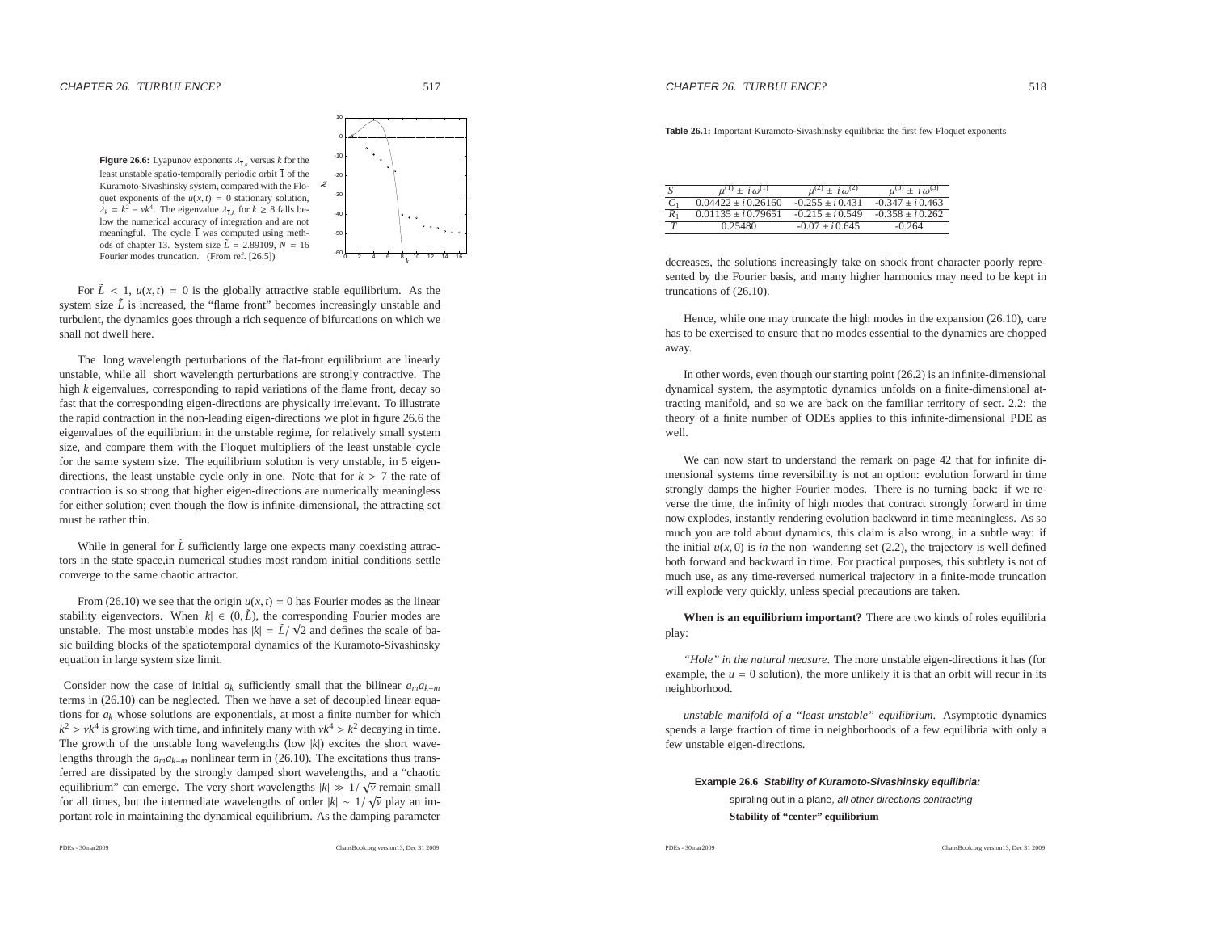**Figure 26.6:** Lyapunov exponents $\lambda_{\overline{1},k}$ versus $k$ for the least unstable spatio-temporally periodic orbit $\overline{1}$ of the Kuramoto-Sivashinsky system, compared with the Floquet exponents of the $u(x,t) = 0$ stationary solution, $\lambda_k = k^2 - \nu k^4$. The eigenvalue $\lambda_{\overline{1},k}$ for $k \geq 8$ falls below the numerical accuracy of integration and are not meaningful. The cycle $\overline{1}$ was computed using methods of chapter 13. System size $\tilde{L} = 2.89109$, $N = 16$ Fourier modes truncation. (From ref. [26.5])

For $\tilde{L} < 1$, $u(x,t) = 0$ is the globally attractive stable equilibrium. As the system size $\tilde{L}$ is increased, the "flame front" becomes increasingly unstable and turbulent, the dynamics goes through a rich sequence of bifurcations on which we shall not dwell here.

The long wavelength perturbations of the flat-front equilibrium are linearly unstable, while all short wavelength perturbations are strongly contractive. The high $k$ eigenvalues, corresponding to rapid variations of the flame front, decay so fast that the corresponding eigen-directions are physically irrelevant. To illustrate the rapid contraction in the non-leading eigen-directions we plot in figure 26.6 the eigenvalues of the equilibrium in the unstable regime, for relatively small system size, and compare them with the Floquet multipliers of the least unstable cycle for the same system size. The equilibrium solution is very unstable, in 5 eigen-directions, the least unstable cycle only in one. Note that for $k > 7$ the rate of contraction is so strong that higher eigen-directions are numerically meaningless for either solution; even though the flow is infinite-dimensional, the attracting set must be rather thin.

While in general for $\tilde{L}$ sufficiently large one expects many coexisting attractors in the state space,in numerical studies most random initial conditions settle converge to the same chaotic attractor.

From (26.10) we see that the origin $u(x,t) = 0$ has Fourier modes as the linear stability eigenvectors. When $|k| \in (0, \tilde{L})$, the corresponding Fourier modes are unstable. The most unstable modes has $|k| = \tilde{L}/\sqrt{2}$ and defines the scale of basic building blocks of the spatiotemporal dynamics of the Kuramoto-Sivashinsky equation in large system size limit.

Consider now the case of initial $a_k$ sufficiently small that the bilinear $a_m a_{k-m}$ terms in (26.10) can be neglected. Then we have a set of decoupled linear equations for $a_k$ whose solutions are exponentials, at most a finite number for which $k^2 > \nu k^4$ is growing with time, and infinitely many with $\nu k^4 > k^2$ decaying in time. The growth of the unstable long wavelengths (low $|k|$) excites the short wavelengths through the $a_m a_{k-m}$ nonlinear term in (26.10). The excitations thus transferred are dissipated by the strongly damped short wavelengths, and a "chaotic equilibrium" can emerge. The very short wavelengths $|k| \gg 1/\sqrt{\nu}$ remain small for all times, but the intermediate wavelengths of order $|k| \sim 1/\sqrt{\nu}$ play an important role in maintaining the dynamical equilibrium. As the damping parameter decreases, the solutions increasingly take on shock front character poorly represented by the Fourier basis, and many higher harmonics may need to be kept in truncations of (26.10).

**Table 26.1:** Important Kuramoto-Sivashinsky equilibria: the first few Floquet exponents

| $S$ | $\mu^{(1)} \pm i\,\omega^{(1)}$ | $\mu^{(2)} \pm i\,\omega^{(2)}$ | $\mu^{(3)} \pm i\,\omega^{(3)}$ |
|---|---|---|---|
| $C_1$ | $0.04422 \pm i\,0.26160$ | $-0.255 \pm i\,0.431$ | $-0.347 \pm i\,0.463$ |
| $R_1$ | $0.01135 \pm i\,0.79651$ | $-0.215 \pm i\,0.549$ | $-0.358 \pm i\,0.262$ |
| $T$ | $0.25480$ | $-0.07 \pm i\,0.645$ | $-0.264$ |

Hence, while one may truncate the high modes in the expansion (26.10), care has to be exercised to ensure that no modes essential to the dynamics are chopped away.

In other words, even though our starting point (26.2) is an infinite-dimensional dynamical system, the asymptotic dynamics unfolds on a finite-dimensional attracting manifold, and so we are back on the familiar territory of sect. 2.2: the theory of a finite number of ODEs applies to this infinite-dimensional PDE as well.

We can now start to understand the remark on page 42 that for infinite dimensional systems time reversibility is not an option: evolution forward in time strongly damps the higher Fourier modes. There is no turning back: if we reverse the time, the infinity of high modes that contract strongly forward in time now explodes, instantly rendering evolution backward in time meaningless. As so much you are told about dynamics, this claim is also wrong, in a subtle way: if the initial $u(x,0)$ is *in* the non–wandering set (2.2), the trajectory is well defined both forward and backward in time. For practical purposes, this subtlety is not of much use, as any time-reversed numerical trajectory in a finite-mode truncation will explode very quickly, unless special precautions are taken.

**When is an equilibrium important?** There are two kinds of roles equilibria play:

*"Hole" in the natural measure.* The more unstable eigen-directions it has (for example, the $u = 0$ solution), the more unlikely it is that an orbit will recur in its neighborhood.

*unstable manifold of a "least unstable" equilibrium.* Asymptotic dynamics spends a large fraction of time in neighborhoods of a few equilibria with only a few unstable eigen-directions.

**Example 26.6** ***Stability of Kuramoto-Sivashinsky equilibria:***

spiraling out in a plane, *all other directions contracting*

**Stability of "center" equilibrium**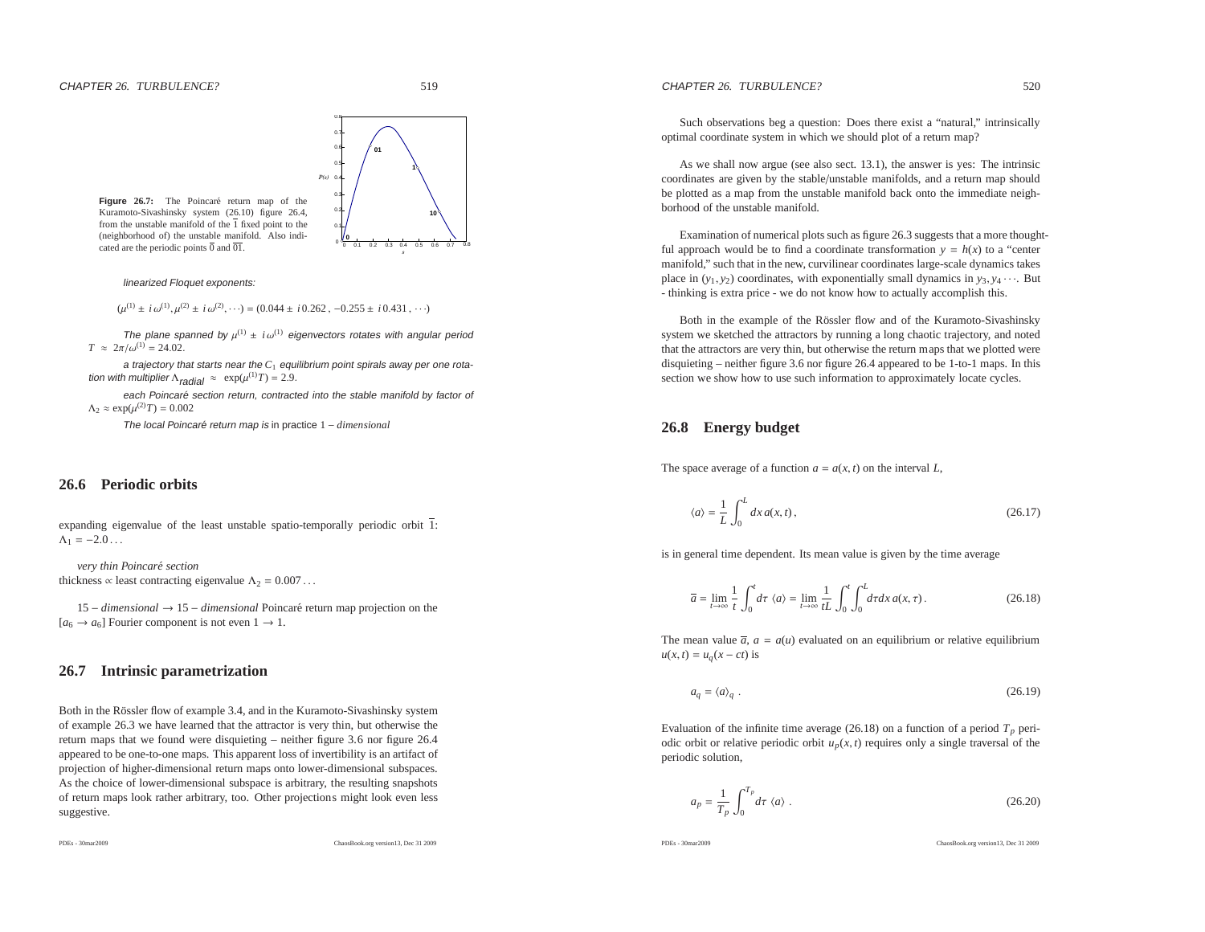**Figure 26.7:** The Poincaré return map of the Kuramoto-Sivashinsky system (26.10) figure 26.4, from the unstable manifold of the $\overline{1}$ fixed point to the (neighborhood of) the unstable manifold. Also indicated are the periodic points $\overline{0}$ and $\overline{01}$.

*linearized Floquet exponents:*

$$(\mu^{(1)} \pm i\,\omega^{(1)}, \mu^{(2)} \pm i\,\omega^{(2)}, \cdots) = (0.044 \pm i\,0.262\,,\, -0.255 \pm i\,0.431\,,\, \cdots)$$

*The plane spanned by $\mu^{(1)} \pm i\,\omega^{(1)}$ eigenvectors rotates with angular period* $T \approx 2\pi/\omega^{(1)} = 24.02$.

*a trajectory that starts near the $C_1$ equilibrium point spirals away per one rotation with multiplier* $\Lambda_{radial} \approx \exp(\mu^{(1)}T) = 2.9$.

*each Poincaré section return, contracted into the stable manifold by factor of* $\Lambda_2 \approx \exp(\mu^{(2)}T) = 0.002$

*The local Poincaré return map is* in practice $1 - dimensional$

## 26.6 Periodic orbits

expanding eigenvalue of the least unstable spatio-temporally periodic orbit $\overline{1}$: $\Lambda_1 = -2.0\ldots$

*very thin Poincaré section*
thickness $\propto$ least contracting eigenvalue $\Lambda_2 = 0.007\ldots$

$15 - dimensional \to 15 - dimensional$ Poincaré return map projection on the $[a_6 \to a_6]$ Fourier component is not even $1 \to 1$.

## 26.7 Intrinsic parametrization

Both in the Rössler flow of example 3.4, and in the Kuramoto-Sivashinsky system of example 26.3 we have learned that the attractor is very thin, but otherwise the return maps that we found were disquieting – neither figure 3.6 nor figure 26.4 appeared to be one-to-one maps. This apparent loss of invertibility is an artifact of projection of higher-dimensional return maps onto lower-dimensional subspaces. As the choice of lower-dimensional subspace is arbitrary, the resulting snapshots of return maps look rather arbitrary, too. Other projections might look even less suggestive.

Such observations beg a question: Does there exist a "natural," intrinsically optimal coordinate system in which we should plot of a return map?

As we shall now argue (see also sect. 13.1), the answer is yes: The intrinsic coordinates are given by the stable/unstable manifolds, and a return map should be plotted as a map from the unstable manifold back onto the immediate neighborhood of the unstable manifold.

Examination of numerical plots such as figure 26.3 suggests that a more thoughtful approach would be to find a coordinate transformation $y = h(x)$ to a "center manifold," such that in the new, curvilinear coordinates large-scale dynamics takes place in $(y_1, y_2)$ coordinates, with exponentially small dynamics in $y_3, y_4 \cdots$. But - thinking is extra price - we do not know how to actually accomplish this.

Both in the example of the Rössler flow and of the Kuramoto-Sivashinsky system we sketched the attractors by running a long chaotic trajectory, and noted that the attractors are very thin, but otherwise the return maps that we plotted were disquieting – neither figure 3.6 nor figure 26.4 appeared to be 1-to-1 maps. In this section we show how to use such information to approximately locate cycles.

## 26.8 Energy budget

The space average of a function $a = a(x, t)$ on the interval $L$,

$$\langle a \rangle = \frac{1}{L}\int_0^L dx\, a(x,t)\,, \tag{26.17}$$

is in general time dependent. Its mean value is given by the time average

$$\overline{a} = \lim_{t\to\infty}\frac{1}{t}\int_0^t d\tau\,\langle a\rangle = \lim_{t\to\infty}\frac{1}{tL}\int_0^t\int_0^L d\tau dx\, a(x,\tau)\,. \tag{26.18}$$

The mean value $\overline{a}$, $a = a(u)$ evaluated on an equilibrium or relative equilibrium $u(x,t) = u_q(x - ct)$ is

$$a_q = \langle a \rangle_q\ . \tag{26.19}$$

Evaluation of the infinite time average (26.18) on a function of a period $T_p$ periodic orbit or relative periodic orbit $u_p(x,t)$ requires only a single traversal of the periodic solution,

$$a_p = \frac{1}{T_p}\int_0^{T_p} d\tau\,\langle a\rangle\ . \tag{26.20}$$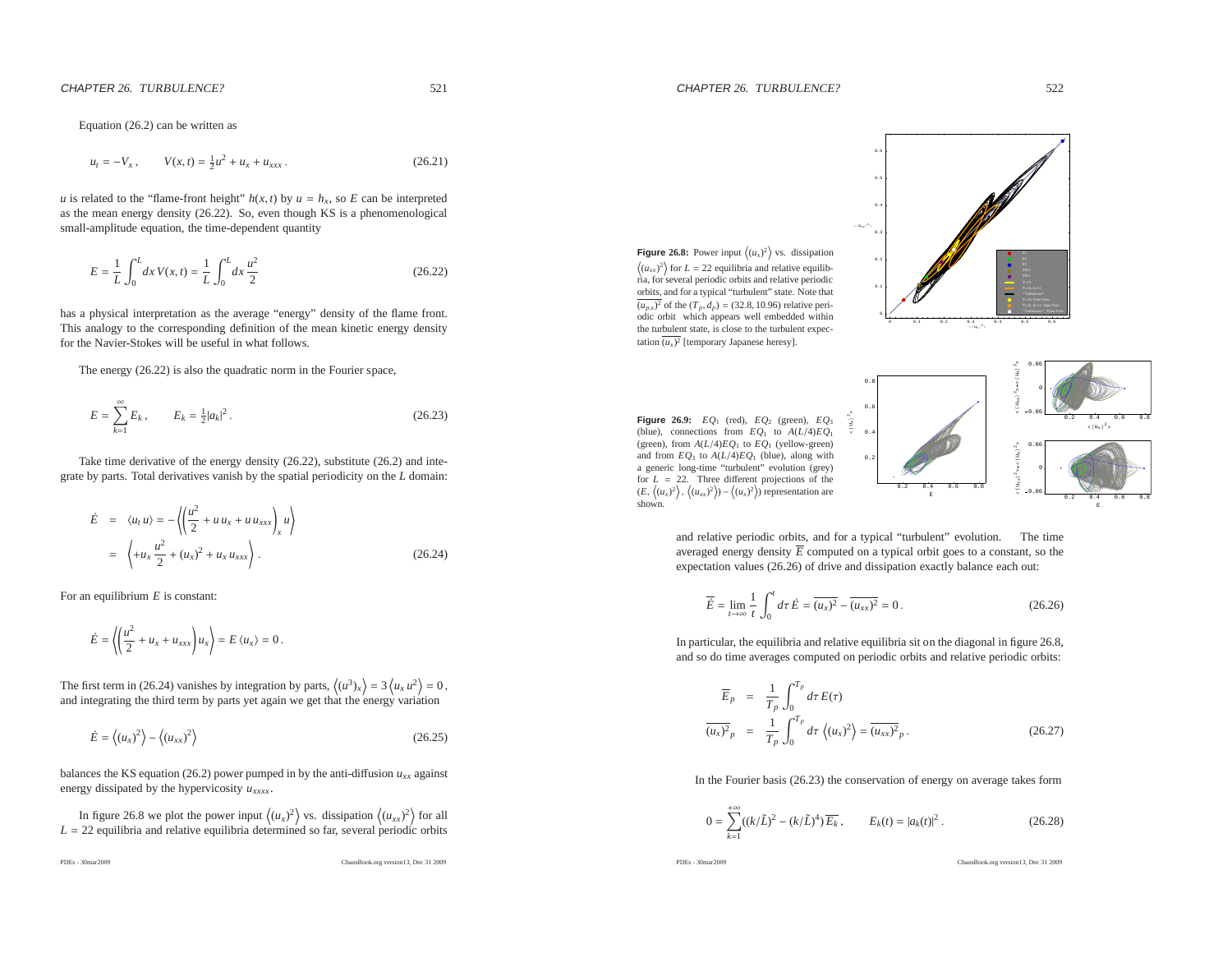Equation (26.2) can be written as

$$u_t = -V_x \,, \qquad V(x,t) = \tfrac{1}{2}u^2 + u_x + u_{xxx} \,. \tag{26.21}$$

$u$ is related to the "flame-front height" $h(x,t)$ by $u = h_x$, so $E$ can be interpreted as the mean energy density (26.22). So, even though KS is a phenomenological small-amplitude equation, the time-dependent quantity

$$E = \frac{1}{L}\int_0^L dx\, V(x,t) = \frac{1}{L}\int_0^L dx\, \frac{u^2}{2} \tag{26.22}$$

has a physical interpretation as the average "energy" density of the flame front. This analogy to the corresponding definition of the mean kinetic energy density for the Navier-Stokes will be useful in what follows.

The energy (26.22) is also the quadratic norm in the Fourier space,

$$E = \sum_{k=1}^{\infty} E_k \,, \qquad E_k = \tfrac{1}{2}|a_k|^2 \,. \tag{26.23}$$

Take time derivative of the energy density (26.22), substitute (26.2) and integrate by parts. Total derivatives vanish by the spatial periodicity on the $L$ domain:

$$\begin{aligned} \dot{E} &= \langle u_t\, u\rangle = -\left\langle \left(\frac{u^2}{2} + u\, u_x + u\, u_{xxx}\right)_x u \right\rangle \\ &= \left\langle +u_x\, \frac{u^2}{2} + (u_x)^2 + u_x\, u_{xxx} \right\rangle . \end{aligned} \tag{26.24}$$

For an equilibrium $E$ is constant:

$$\dot{E} = \left\langle \left(\frac{u^2}{2} + u_x + u_{xxx}\right) u_x \right\rangle = E\, \langle u_x \rangle = 0 \,.$$

The first term in (26.24) vanishes by integration by parts, $\left\langle (u^3)_x \right\rangle = 3\left\langle u_x\, u^2 \right\rangle = 0$, and integrating the third term by parts yet again we get that the energy variation

$$\dot{E} = \left\langle (u_x)^2 \right\rangle - \left\langle (u_{xx})^2 \right\rangle \tag{26.25}$$

balances the KS equation (26.2) power pumped in by the anti-diffusion $u_{xx}$ against energy dissipated by the hypervicosity $u_{xxxx}$.

In figure 26.8 we plot the power input $\left\langle (u_x)^2 \right\rangle$ vs. dissipation $\left\langle (u_{xx})^2 \right\rangle$ for all $L = 22$ equilibria and relative equilibria determined so far, several periodic orbits and relative periodic orbits, and for a typical "turbulent" evolution. The time averaged energy density $\overline{E}$ computed on a typical orbit goes to a constant, so the expectation values (26.26) of drive and dissipation exactly balance each out:

$$\overline{\dot{E}} = \lim_{t\to\infty} \frac{1}{t}\int_0^t d\tau\, \dot{E} = \overline{(u_x)^2} - \overline{(u_{xx})^2} = 0 \,. \tag{26.26}$$

In particular, the equilibria and relative equilibria sit on the diagonal in figure 26.8, and so do time averages computed on periodic orbits and relative periodic orbits:

$$\begin{aligned} \overline{E}_p &= \frac{1}{T_p}\int_0^{T_p} d\tau\, E(\tau) \\ \overline{(u_x)^2}_p &= \frac{1}{T_p}\int_0^{T_p} d\tau\, \left\langle (u_x)^2 \right\rangle = \overline{(u_{xx})^2}_p \,. \end{aligned} \tag{26.27}$$

In the Fourier basis (26.23) the conservation of energy on average takes form

$$0 = \sum_{k=1}^{+\infty} ((k/\tilde{L})^2 - (k/\tilde{L})^4)\, \overline{E_k} \,, \qquad E_k(t) = |a_k(t)|^2 \,. \tag{26.28}$$

**Figure 26.8:** Power input $\left\langle (u_x)^2 \right\rangle$ vs. dissipation $\left\langle (u_{xx})^2 \right\rangle$ for $L = 22$ equilibria and relative equilibria, for several periodic orbits and relative periodic orbits, and for a typical "turbulent" state. Note that $\overline{(u_{p,x})^2}$ of the $(T_p, d_p) = (32.8, 10.96)$ relative periodic orbit which appears well embedded within the turbulent state, is close to the turbulent expectation $\overline{(u_x)^2}$ [temporary Japanese heresy].

**Figure 26.9:** $EQ_1$ (red), $EQ_2$ (green), $EQ_3$ (blue), connections from $EQ_1$ to $A(L/4)EQ_1$ (green), from $A(L/4)EQ_1$ to $EQ_1$ (yellow-green) and from $EQ_3$ to $A(L/4)EQ_1$ (blue), along with a generic long-time "turbulent" evolution (grey) for $L = 22$. Three different projections of the $(E, \left\langle (u_x)^2 \right\rangle, \left\langle (u_{xx})^2 \right\rangle) - \left\langle (u_x)^2 \right\rangle)$ representation are shown.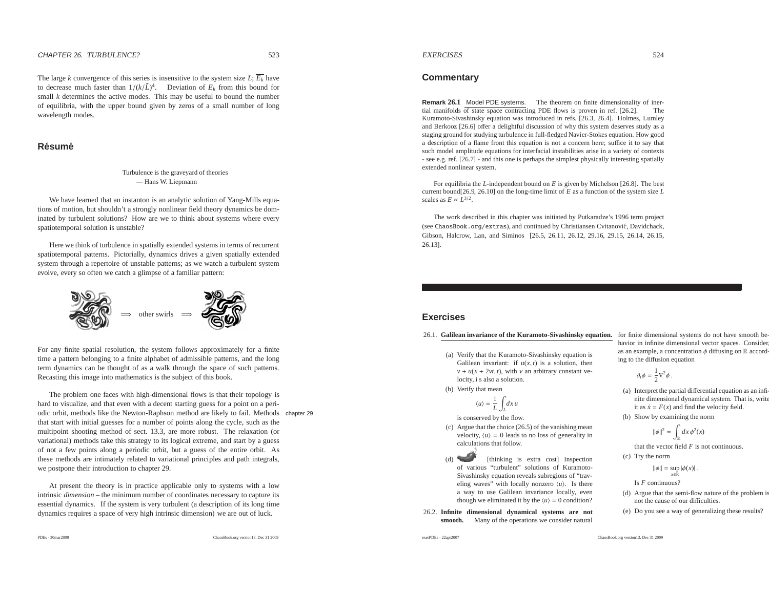The large $k$ convergence of this series is insensitive to the system size $L$; $\overline{E_k}$ have to decrease much faster than $1/(k/\tilde{L})^4$. Deviation of $E_k$ from this bound for small $k$ determines the active modes. This may be useful to bound the number of equilibria, with the upper bound given by zeros of a small number of long wavelength modes.

## Résumé

Turbulence is the graveyard of theories
— Hans W. Liepmann

We have learned that an instanton is an analytic solution of Yang-Mills equations of motion, but shouldn't a strongly nonlinear field theory dynamics be dominated by turbulent solutions? How are we to think about systems where every spatiotemporal solution is unstable?

Here we think of turbulence in spatially extended systems in terms of recurrent spatiotemporal patterns. Pictorially, dynamics drives a given spatially extended system through a repertoire of unstable patterns; as we watch a turbulent system evolve, every so often we catch a glimpse of a familiar pattern:

$\Longrightarrow$ other swirls $\Longrightarrow$

For any finite spatial resolution, the system follows approximately for a finite time a pattern belonging to a finite alphabet of admissible patterns, and the long term dynamics can be thought of as a walk through the space of such patterns. Recasting this image into mathematics is the subject of this book.

The problem one faces with high-dimensional flows is that their topology is hard to visualize, and that even with a decent starting guess for a point on a periodic orbit, methods like the Newton-Raphson method are likely to fail. Methods that start with initial guesses for a number of points along the cycle, such as the multipoint shooting method of sect. 13.3, are more robust. The relaxation (or variational) methods take this strategy to its logical extreme, and start by a guess of not a few points along a periodic orbit, but a guess of the entire orbit. As these methods are intimately related to variational principles and path integrals, we postpone their introduction to chapter 29.

chapter 29

At present the theory is in practice applicable only to systems with a low intrinsic *dimension* – the minimum number of coordinates necessary to capture its essential dynamics. If the system is very turbulent (a description of its long time dynamics requires a space of very high intrinsic dimension) we are out of luck.

## Commentary

**Remark 26.1** Model PDE systems. The theorem on finite dimensionality of inertial manifolds of state space contracting PDE flows is proven in ref. [26.2]. The Kuramoto-Sivashinsky equation was introduced in refs. [26.3, 26.4]. Holmes, Lumley and Berkooz [26.6] offer a delightful discussion of why this system deserves study as a staging ground for studying turbulence in full-fledged Navier-Stokes equation. How good a description of a flame front this equation is not a concern here; suffice it to say that such model amplitude equations for interfacial instabilities arise in a variety of contexts - see e.g. ref. [26.7] - and this one is perhaps the simplest physically interesting spatially extended nonlinear system.

For equilibria the $L$-independent bound on $E$ is given by Michelson [26.8]. The best current bound[26.9, 26.10] on the long-time limit of $E$ as a function of the system size $L$ scales as $E \propto L^{3/2}$.

The work described in this chapter was initiated by Putkaradze's 1996 term project (see ChaosBook.org/extras), and continued by Christiansen Cvitanović, Davidchack, Gibson, Halcrow, Lan, and Siminos [26.5, 26.11, 26.12, 29.16, 29.15, 26.14, 26.15, 26.13].

## Exercises

26.1. **Galilean invariance of the Kuramoto-Sivashinsky equation.**

(a) Verify that the Kuramoto-Sivashinsky equation is Galilean invariant: if $u(x, t)$ is a solution, then $v + u(x + 2vt, t)$, with $v$ an arbitrary constant velocity, i s also a solution.

(b) Verify that mean

$$\langle u \rangle = \frac{1}{L}\int_L dx\, u$$

is conserved by the flow.

(c) Argue that the choice (26.5) of the vanishing mean velocity, $\langle u \rangle = 0$ leads to no loss of generality in calculations that follow.

(d) [thinking is extra cost] Inspection of various "turbulent" solutions of Kuramoto-Sivashinsky equation reveals subregions of "traveling waves" with locally nonzero $\langle u \rangle$. Is there a way to use Galilean invariance locally, even though we eliminated it by the $\langle u \rangle = 0$ condition?

26.2. **Infinite dimensional dynamical systems are not smooth.** Many of the operations we consider natural for finite dimensional systems do not have smooth behavior in infinite dimensional vector spaces. Consider, as an example, a concentration $\phi$ diffusing on $\mathbb{R}$ according to the diffusion equation

$$\partial_t \phi = \frac{1}{2}\nabla^2 \phi\,.$$

(a) Interpret the partial differential equation as an infinite dimensional dynamical system. That is, write it as $\dot{x} = F(x)$ and find the velocity field.

(b) Show by examining the norm

$$\|\phi\|^2 = \int_{\mathbb{R}} dx\, \phi^2(x)$$

that the vector field $F$ is not continuous.

(c) Try the norm

$$\|\phi\| = \sup_{x\in\mathbb{R}} |\phi(x)|\,.$$

Is $F$ continuous?

(d) Argue that the semi-flow nature of the problem is not the cause of our difficulties.

(e) Do you see a way of generalizing these results?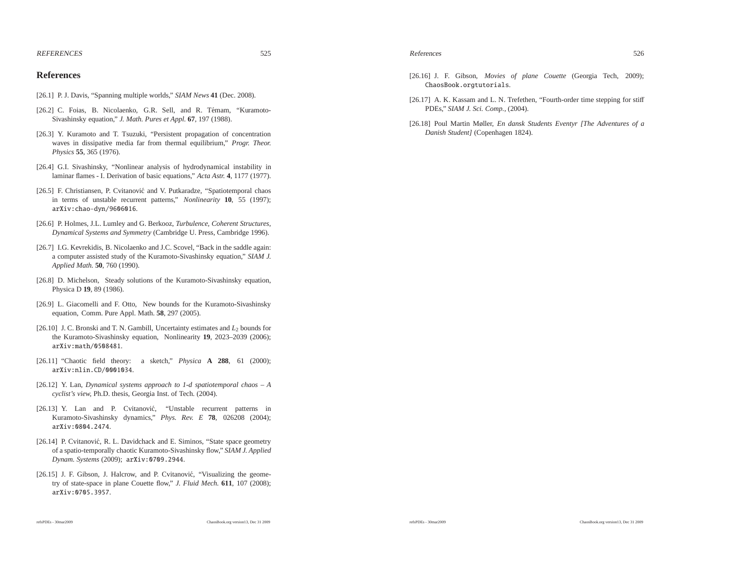## References

[26.1] P. J. Davis, "Spanning multiple worlds," *SIAM News* **41** (Dec. 2008).

[26.2] C. Foias, B. Nicolaenko, G.R. Sell, and R. Témam, "Kuramoto-Sivashinsky equation," *J. Math. Pures et Appl.* **67**, 197 (1988).

[26.3] Y. Kuramoto and T. Tsuzuki, "Persistent propagation of concentration waves in dissipative media far from thermal equilibrium," *Progr. Theor. Physics* **55**, 365 (1976).

[26.4] G.I. Sivashinsky, "Nonlinear analysis of hydrodynamical instability in laminar flames - I. Derivation of basic equations," *Acta Astr.* **4**, 1177 (1977).

[26.5] F. Christiansen, P. Cvitanović and V. Putkaradze, "Spatiotemporal chaos in terms of unstable recurrent patterns," *Nonlinearity* **10**, 55 (1997); `arXiv:chao-dyn/9606016`.

[26.6] P. Holmes, J.L. Lumley and G. Berkooz, *Turbulence, Coherent Structures, Dynamical Systems and Symmetry* (Cambridge U. Press, Cambridge 1996).

[26.7] I.G. Kevrekidis, B. Nicolaenko and J.C. Scovel, "Back in the saddle again: a computer assisted study of the Kuramoto-Sivashinsky equation," *SIAM J. Applied Math.* **50**, 760 (1990).

[26.8] D. Michelson, Steady solutions of the Kuramoto-Sivashinsky equation, Physica D **19**, 89 (1986).

[26.9] L. Giacomelli and F. Otto, New bounds for the Kuramoto-Sivashinsky equation, Comm. Pure Appl. Math. **58**, 297 (2005).

[26.10] J. C. Bronski and T. N. Gambill, Uncertainty estimates and $L_2$ bounds for the Kuramoto-Sivashinsky equation, Nonlinearity **19**, 2023–2039 (2006); `arXiv:math/0508481`.

[26.11] "Chaotic field theory: a sketch," *Physica* **A 288**, 61 (2000); `arXiv:nlin.CD/0001034`.

[26.12] Y. Lan, *Dynamical systems approach to 1-d spatiotemporal chaos – A cyclist's view*, Ph.D. thesis, Georgia Inst. of Tech. (2004).

[26.13] Y. Lan and P. Cvitanović, "Unstable recurrent patterns in Kuramoto-Sivashinsky dynamics," *Phys. Rev. E* **78**, 026208 (2004); `arXiv:0804.2474`.

[26.14] P. Cvitanović, R. L. Davidchack and E. Siminos, "State space geometry of a spatio-temporally chaotic Kuramoto-Sivashinsky flow," *SIAM J. Applied Dynam. Systems* (2009); `arXiv:0709.2944`.

[26.15] J. F. Gibson, J. Halcrow, and P. Cvitanović, "Visualizing the geometry of state-space in plane Couette flow," *J. Fluid Mech.* **611**, 107 (2008); `arXiv:0705.3957`.

[26.16] J. F. Gibson, *Movies of plane Couette* (Georgia Tech, 2009); `ChaosBook.orgtutorials`.

[26.17] A. K. Kassam and L. N. Trefethen, "Fourth-order time stepping for stiff PDEs," *SIAM J. Sci. Comp.*, (2004).

[26.18] Poul Martin Møller, *En dansk Students Eventyr [The Adventures of a Danish Student]* (Copenhagen 1824).